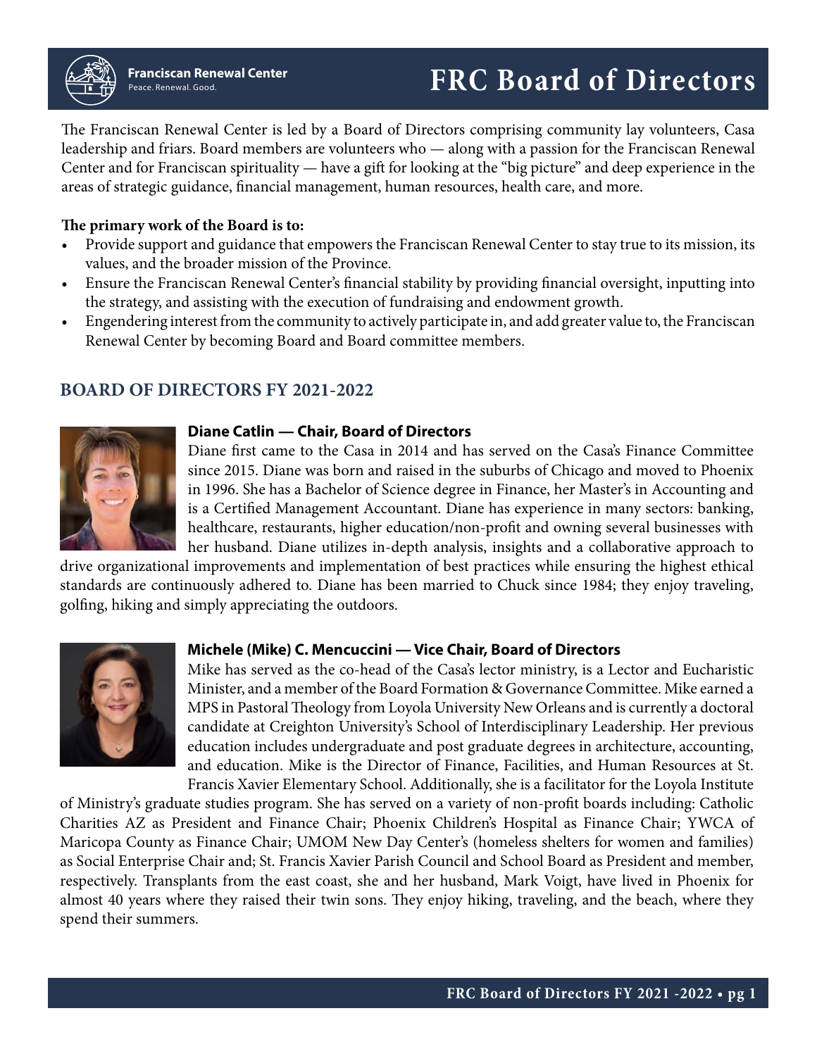Franciscan Renewal Center
Peace. Renewal. Good.

# FRC Board of Directors

The Franciscan Renewal Center is led by a Board of Directors comprising community lay volunteers, Casa leadership and friars. Board members are volunteers who — along with a passion for the Franciscan Renewal Center and for Franciscan spirituality — have a gift for looking at the "big picture" and deep experience in the areas of strategic guidance, financial management, human resources, health care, and more.

**The primary work of the Board is to:**

- Provide support and guidance that empowers the Franciscan Renewal Center to stay true to its mission, its values, and the broader mission of the Province.
- Ensure the Franciscan Renewal Center's financial stability by providing financial oversight, inputting into the strategy, and assisting with the execution of fundraising and endowment growth.
- Engendering interest from the community to actively participate in, and add greater value to, the Franciscan Renewal Center by becoming Board and Board committee members.

## BOARD OF DIRECTORS FY 2021-2022

**Diane Catlin — Chair, Board of Directors**

Diane first came to the Casa in 2014 and has served on the Casa's Finance Committee since 2015. Diane was born and raised in the suburbs of Chicago and moved to Phoenix in 1996. She has a Bachelor of Science degree in Finance, her Master's in Accounting and is a Certified Management Accountant. Diane has experience in many sectors: banking, healthcare, restaurants, higher education/non-profit and owning several businesses with her husband. Diane utilizes in-depth analysis, insights and a collaborative approach to drive organizational improvements and implementation of best practices while ensuring the highest ethical standards are continuously adhered to. Diane has been married to Chuck since 1984; they enjoy traveling, golfing, hiking and simply appreciating the outdoors.

**Michele (Mike) C. Mencuccini — Vice Chair, Board of Directors**

Mike has served as the co-head of the Casa's lector ministry, is a Lector and Eucharistic Minister, and a member of the Board Formation & Governance Committee. Mike earned a MPS in Pastoral Theology from Loyola University New Orleans and is currently a doctoral candidate at Creighton University's School of Interdisciplinary Leadership. Her previous education includes undergraduate and post graduate degrees in architecture, accounting, and education. Mike is the Director of Finance, Facilities, and Human Resources at St. Francis Xavier Elementary School. Additionally, she is a facilitator for the Loyola Institute of Ministry's graduate studies program. She has served on a variety of non-profit boards including: Catholic Charities AZ as President and Finance Chair; Phoenix Children's Hospital as Finance Chair; YWCA of Maricopa County as Finance Chair; UMOM New Day Center's (homeless shelters for women and families) as Social Enterprise Chair and; St. Francis Xavier Parish Council and School Board as President and member, respectively. Transplants from the east coast, she and her husband, Mark Voigt, have lived in Phoenix for almost 40 years where they raised their twin sons. They enjoy hiking, traveling, and the beach, where they spend their summers.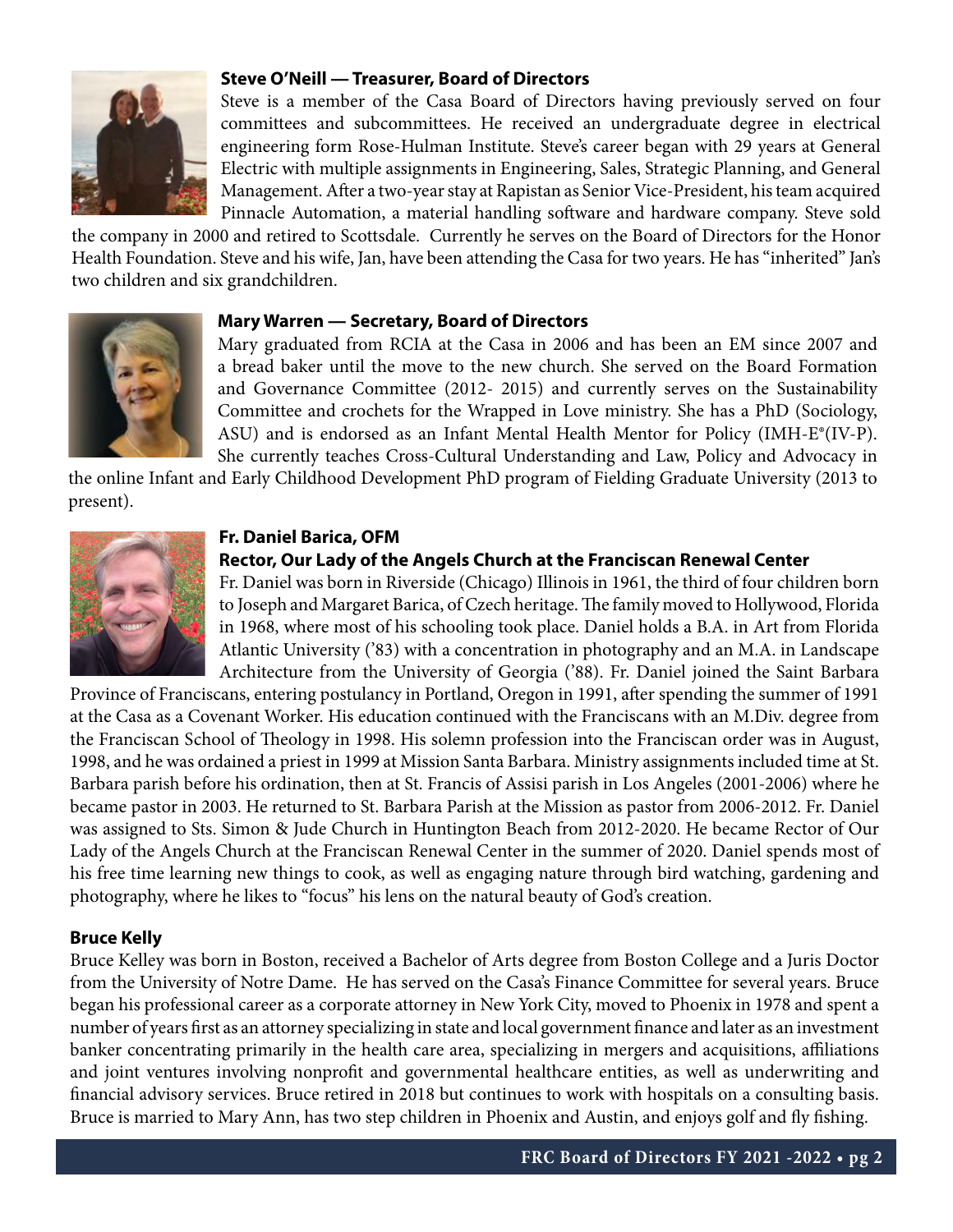**Steve O'Neill — Treasurer, Board of Directors**

Steve is a member of the Casa Board of Directors having previously served on four committees and subcommittees. He received an undergraduate degree in electrical engineering form Rose-Hulman Institute. Steve's career began with 29 years at General Electric with multiple assignments in Engineering, Sales, Strategic Planning, and General Management. After a two-year stay at Rapistan as Senior Vice-President, his team acquired Pinnacle Automation, a material handling software and hardware company. Steve sold the company in 2000 and retired to Scottsdale. Currently he serves on the Board of Directors for the Honor Health Foundation. Steve and his wife, Jan, have been attending the Casa for two years. He has "inherited" Jan's two children and six grandchildren.

**Mary Warren — Secretary, Board of Directors**

Mary graduated from RCIA at the Casa in 2006 and has been an EM since 2007 and a bread baker until the move to the new church. She served on the Board Formation and Governance Committee (2012- 2015) and currently serves on the Sustainability Committee and crochets for the Wrapped in Love ministry. She has a PhD (Sociology, ASU) and is endorsed as an Infant Mental Health Mentor for Policy (IMH-E®(IV-P). She currently teaches Cross-Cultural Understanding and Law, Policy and Advocacy in the online Infant and Early Childhood Development PhD program of Fielding Graduate University (2013 to present).

**Fr. Daniel Barica, OFM**
**Rector, Our Lady of the Angels Church at the Franciscan Renewal Center**

Fr. Daniel was born in Riverside (Chicago) Illinois in 1961, the third of four children born to Joseph and Margaret Barica, of Czech heritage. The family moved to Hollywood, Florida in 1968, where most of his schooling took place. Daniel holds a B.A. in Art from Florida Atlantic University ('83) with a concentration in photography and an M.A. in Landscape Architecture from the University of Georgia ('88). Fr. Daniel joined the Saint Barbara Province of Franciscans, entering postulancy in Portland, Oregon in 1991, after spending the summer of 1991 at the Casa as a Covenant Worker. His education continued with the Franciscans with an M.Div. degree from the Franciscan School of Theology in 1998. His solemn profession into the Franciscan order was in August, 1998, and he was ordained a priest in 1999 at Mission Santa Barbara. Ministry assignments included time at St. Barbara parish before his ordination, then at St. Francis of Assisi parish in Los Angeles (2001-2006) where he became pastor in 2003. He returned to St. Barbara Parish at the Mission as pastor from 2006-2012. Fr. Daniel was assigned to Sts. Simon & Jude Church in Huntington Beach from 2012-2020. He became Rector of Our Lady of the Angels Church at the Franciscan Renewal Center in the summer of 2020. Daniel spends most of his free time learning new things to cook, as well as engaging nature through bird watching, gardening and photography, where he likes to "focus" his lens on the natural beauty of God's creation.

**Bruce Kelly**

Bruce Kelley was born in Boston, received a Bachelor of Arts degree from Boston College and a Juris Doctor from the University of Notre Dame. He has served on the Casa's Finance Committee for several years. Bruce began his professional career as a corporate attorney in New York City, moved to Phoenix in 1978 and spent a number of years first as an attorney specializing in state and local government finance and later as an investment banker concentrating primarily in the health care area, specializing in mergers and acquisitions, affiliations and joint ventures involving nonprofit and governmental healthcare entities, as well as underwriting and financial advisory services. Bruce retired in 2018 but continues to work with hospitals on a consulting basis. Bruce is married to Mary Ann, has two step children in Phoenix and Austin, and enjoys golf and fly fishing.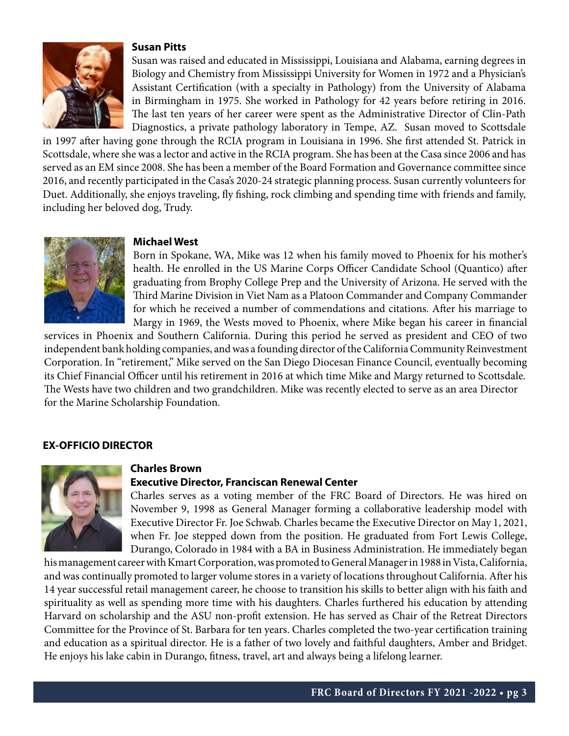**Susan Pitts**

Susan was raised and educated in Mississippi, Louisiana and Alabama, earning degrees in Biology and Chemistry from Mississippi University for Women in 1972 and a Physician's Assistant Certification (with a specialty in Pathology) from the University of Alabama in Birmingham in 1975. She worked in Pathology for 42 years before retiring in 2016. The last ten years of her career were spent as the Administrative Director of Clin-Path Diagnostics, a private pathology laboratory in Tempe, AZ. Susan moved to Scottsdale in 1997 after having gone through the RCIA program in Louisiana in 1996. She first attended St. Patrick in Scottsdale, where she was a lector and active in the RCIA program. She has been at the Casa since 2006 and has served as an EM since 2008. She has been a member of the Board Formation and Governance committee since 2016, and recently participated in the Casa's 2020-24 strategic planning process. Susan currently volunteers for Duet. Additionally, she enjoys traveling, fly fishing, rock climbing and spending time with friends and family, including her beloved dog, Trudy.

**Michael West**

Born in Spokane, WA, Mike was 12 when his family moved to Phoenix for his mother's health. He enrolled in the US Marine Corps Officer Candidate School (Quantico) after graduating from Brophy College Prep and the University of Arizona. He served with the Third Marine Division in Viet Nam as a Platoon Commander and Company Commander for which he received a number of commendations and citations. After his marriage to Margy in 1969, the Wests moved to Phoenix, where Mike began his career in financial services in Phoenix and Southern California. During this period he served as president and CEO of two independent bank holding companies, and was a founding director of the California Community Reinvestment Corporation. In "retirement," Mike served on the San Diego Diocesan Finance Council, eventually becoming its Chief Financial Officer until his retirement in 2016 at which time Mike and Margy returned to Scottsdale. The Wests have two children and two grandchildren. Mike was recently elected to serve as an area Director for the Marine Scholarship Foundation.

## EX-OFFICIO DIRECTOR

**Charles Brown**
**Executive Director, Franciscan Renewal Center**

Charles serves as a voting member of the FRC Board of Directors. He was hired on November 9, 1998 as General Manager forming a collaborative leadership model with Executive Director Fr. Joe Schwab. Charles became the Executive Director on May 1, 2021, when Fr. Joe stepped down from the position. He graduated from Fort Lewis College, Durango, Colorado in 1984 with a BA in Business Administration. He immediately began his management career with Kmart Corporation, was promoted to General Manager in 1988 in Vista, California, and was continually promoted to larger volume stores in a variety of locations throughout California. After his 14 year successful retail management career, he choose to transition his skills to better align with his faith and spirituality as well as spending more time with his daughters. Charles furthered his education by attending Harvard on scholarship and the ASU non-profit extension. He has served as Chair of the Retreat Directors Committee for the Province of St. Barbara for ten years. Charles completed the two-year certification training and education as a spiritual director. He is a father of two lovely and faithful daughters, Amber and Bridget. He enjoys his lake cabin in Durango, fitness, travel, art and always being a lifelong learner.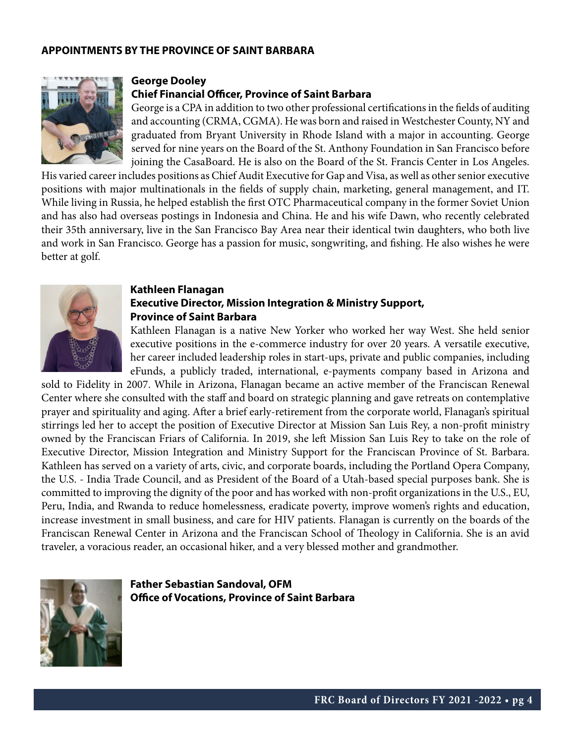## APPOINTMENTS BY THE PROVINCE OF SAINT BARBARA

**George Dooley**
**Chief Financial Officer, Province of Saint Barbara**

George is a CPA in addition to two other professional certifications in the fields of auditing and accounting (CRMA, CGMA). He was born and raised in Westchester County, NY and graduated from Bryant University in Rhode Island with a major in accounting. George served for nine years on the Board of the St. Anthony Foundation in San Francisco before joining the CasaBoard. He is also on the Board of the St. Francis Center in Los Angeles. His varied career includes positions as Chief Audit Executive for Gap and Visa, as well as other senior executive positions with major multinationals in the fields of supply chain, marketing, general management, and IT. While living in Russia, he helped establish the first OTC Pharmaceutical company in the former Soviet Union and has also had overseas postings in Indonesia and China. He and his wife Dawn, who recently celebrated their 35th anniversary, live in the San Francisco Bay Area near their identical twin daughters, who both live and work in San Francisco. George has a passion for music, songwriting, and fishing. He also wishes he were better at golf.

**Kathleen Flanagan**
**Executive Director, Mission Integration & Ministry Support, Province of Saint Barbara**

Kathleen Flanagan is a native New Yorker who worked her way West. She held senior executive positions in the e-commerce industry for over 20 years. A versatile executive, her career included leadership roles in start-ups, private and public companies, including eFunds, a publicly traded, international, e-payments company based in Arizona and sold to Fidelity in 2007. While in Arizona, Flanagan became an active member of the Franciscan Renewal Center where she consulted with the staff and board on strategic planning and gave retreats on contemplative prayer and spirituality and aging. After a brief early-retirement from the corporate world, Flanagan's spiritual stirrings led her to accept the position of Executive Director at Mission San Luis Rey, a non-profit ministry owned by the Franciscan Friars of California. In 2019, she left Mission San Luis Rey to take on the role of Executive Director, Mission Integration and Ministry Support for the Franciscan Province of St. Barbara. Kathleen has served on a variety of arts, civic, and corporate boards, including the Portland Opera Company, the U.S. - India Trade Council, and as President of the Board of a Utah-based special purposes bank. She is committed to improving the dignity of the poor and has worked with non-profit organizations in the U.S., EU, Peru, India, and Rwanda to reduce homelessness, eradicate poverty, improve women's rights and education, increase investment in small business, and care for HIV patients. Flanagan is currently on the boards of the Franciscan Renewal Center in Arizona and the Franciscan School of Theology in California. She is an avid traveler, a voracious reader, an occasional hiker, and a very blessed mother and grandmother.

**Father Sebastian Sandoval, OFM**
**Office of Vocations, Province of Saint Barbara**